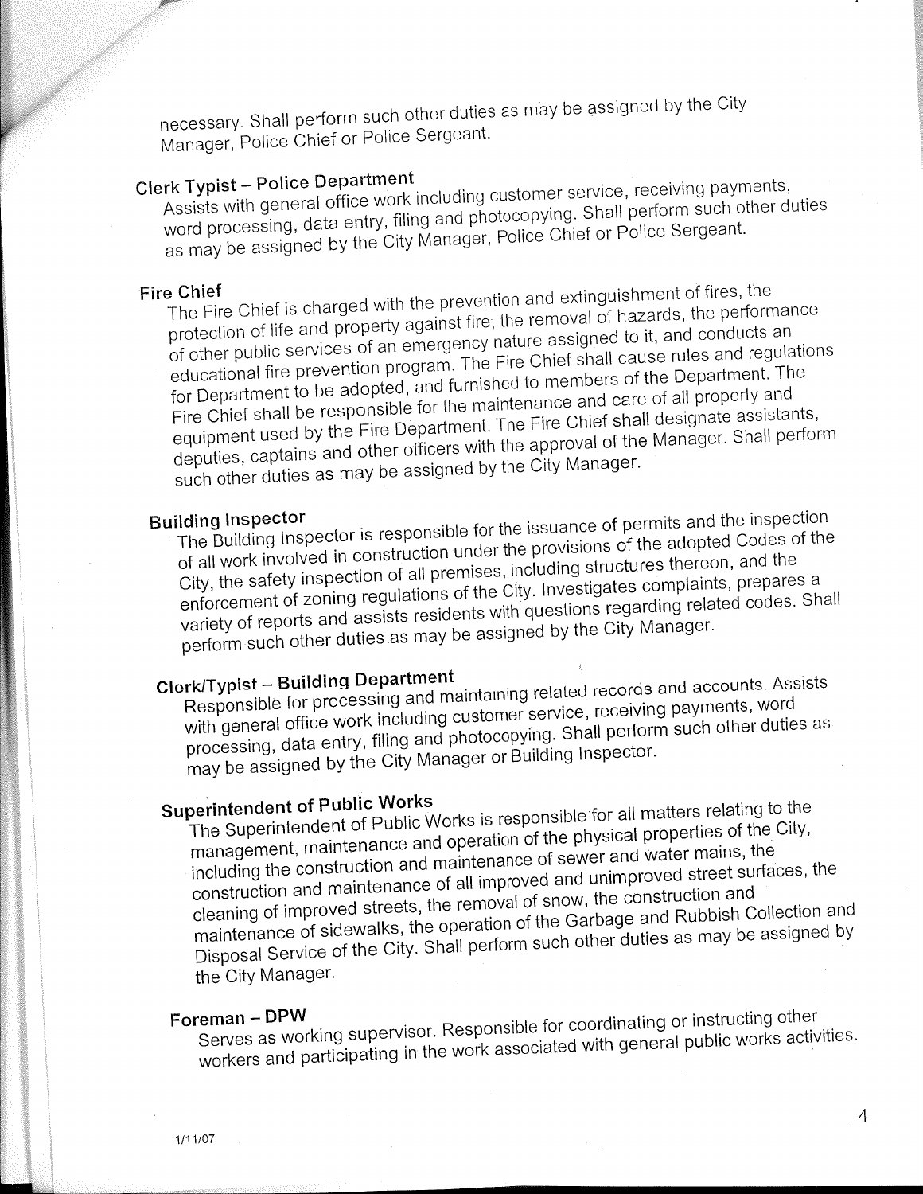necessary. Shall perform such other duties as may be assigned by the City Manager, Police Chief or Police Sergeant.

**Clerk Typist – Police Department**

Assists with general office work including customer service, receiving payments, word processing, data entry, filing and photocopying. Shall perform such other duties as may be assigned by the City Manager, Police Chief or Police Sergeant.

**Fire Chief**

The Fire Chief is charged with the prevention and extinguishment of fires, the protection of life and property against fire, the removal of hazards, the performance of other public services of an emergency nature assigned to it, and conducts an educational fire prevention program. The Fire Chief shall cause rules and regulations for Department to be adopted, and furnished to members of the Department. The Fire Chief shall be responsible for the maintenance and care of all property and equipment used by the Fire Department. The Fire Chief shall designate assistants, deputies, captains and other officers with the approval of the Manager. Shall perform such other duties as may be assigned by the City Manager.

**Building Inspector**

The Building Inspector is responsible for the issuance of permits and the inspection of all work involved in construction under the provisions of the adopted Codes of the City, the safety inspection of all premises, including structures thereon, and the enforcement of zoning regulations of the City. Investigates complaints, prepares a variety of reports and assists residents with questions regarding related codes. Shall perform such other duties as may be assigned by the City Manager.

**Clerk/Typist – Building Department**

Responsible for processing and maintaining related records and accounts. Assists with general office work including customer service, receiving payments, word processing, data entry, filing and photocopying. Shall perform such other duties as may be assigned by the City Manager or Building Inspector.

**Superintendent of Public Works**

The Superintendent of Public Works is responsible for all matters relating to the management, maintenance and operation of the physical properties of the City, including the construction and maintenance of sewer and water mains, the construction and maintenance of all improved and unimproved street surfaces, the cleaning of improved streets, the removal of snow, the construction and maintenance of sidewalks, the operation of the Garbage and Rubbish Collection and Disposal Service of the City. Shall perform such other duties as may be assigned by the City Manager.

**Foreman – DPW**

Serves as working supervisor. Responsible for coordinating or instructing other workers and participating in the work associated with general public works activities.

1/11/07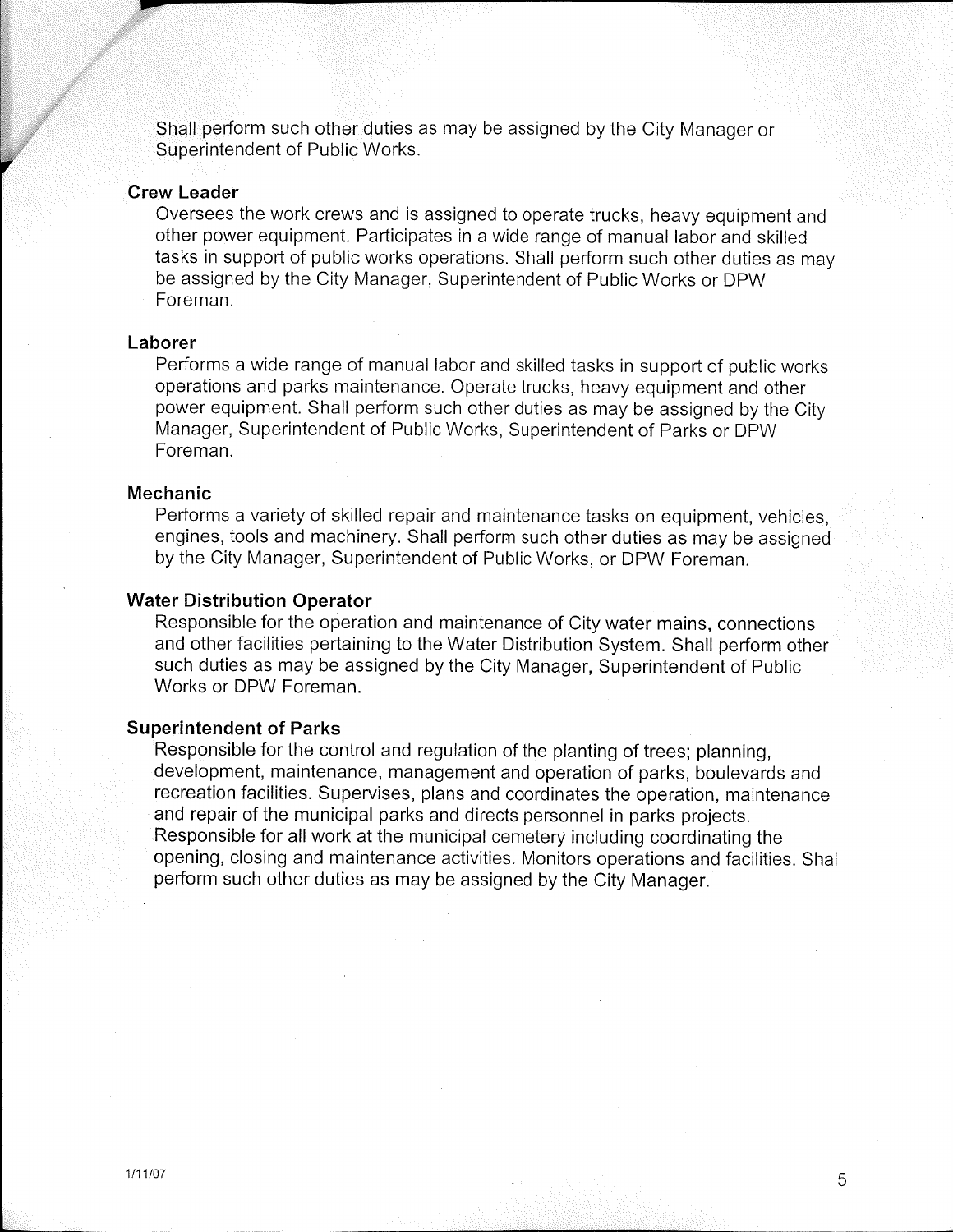Shall perform such other duties as may be assigned by the City Manager or Superintendent of Public Works.

**Crew Leader**

Oversees the work crews and is assigned to operate trucks, heavy equipment and other power equipment. Participates in a wide range of manual labor and skilled tasks in support of public works operations. Shall perform such other duties as may be assigned by the City Manager, Superintendent of Public Works or DPW Foreman.

**Laborer**

Performs a wide range of manual labor and skilled tasks in support of public works operations and parks maintenance. Operate trucks, heavy equipment and other power equipment. Shall perform such other duties as may be assigned by the City Manager, Superintendent of Public Works, Superintendent of Parks or DPW Foreman.

**Mechanic**

Performs a variety of skilled repair and maintenance tasks on equipment, vehicles, engines, tools and machinery. Shall perform such other duties as may be assigned by the City Manager, Superintendent of Public Works, or DPW Foreman.

**Water Distribution Operator**

Responsible for the operation and maintenance of City water mains, connections and other facilities pertaining to the Water Distribution System. Shall perform other such duties as may be assigned by the City Manager, Superintendent of Public Works or DPW Foreman.

**Superintendent of Parks**

Responsible for the control and regulation of the planting of trees; planning, development, maintenance, management and operation of parks, boulevards and recreation facilities. Supervises, plans and coordinates the operation, maintenance and repair of the municipal parks and directs personnel in parks projects. Responsible for all work at the municipal cemetery including coordinating the opening, closing and maintenance activities. Monitors operations and facilities. Shall perform such other duties as may be assigned by the City Manager.

1/11/07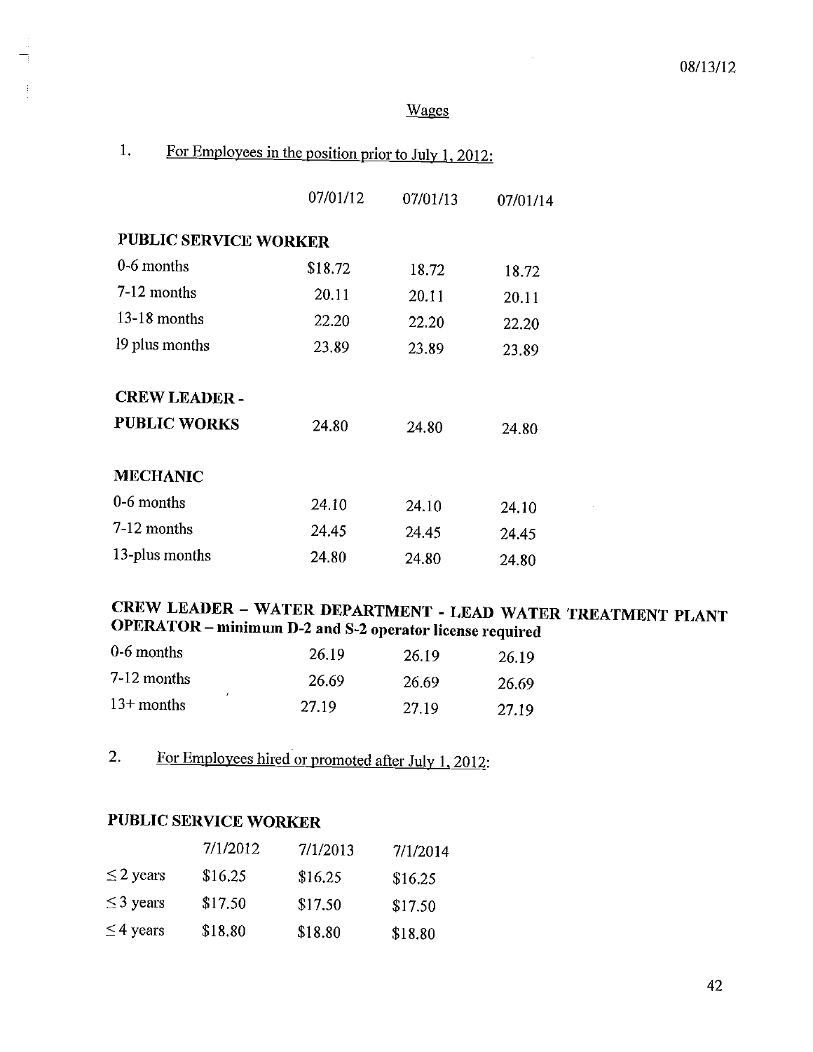08/13/12

## Wages

1. For Employees in the position prior to July 1, 2012:

| | 07/01/12 | 07/01/13 | 07/01/14 |
|---|---|---|---|
| **PUBLIC SERVICE WORKER** | | | |
| 0-6 months | $18.72 | 18.72 | 18.72 |
| 7-12 months | 20.11 | 20.11 | 20.11 |
| 13-18 months | 22.20 | 22.20 | 22.20 |
| 19 plus months | 23.89 | 23.89 | 23.89 |
| **CREW LEADER - PUBLIC WORKS** | 24.80 | 24.80 | 24.80 |
| **MECHANIC** | | | |
| 0-6 months | 24.10 | 24.10 | 24.10 |
| 7-12 months | 24.45 | 24.45 | 24.45 |
| 13-plus months | 24.80 | 24.80 | 24.80 |
| **CREW LEADER – WATER DEPARTMENT - LEAD WATER TREATMENT PLANT OPERATOR – minimum D-2 and S-2 operator license required** | | | |
| 0-6 months | 26.19 | 26.19 | 26.19 |
| 7-12 months | 26.69 | 26.69 | 26.69 |
| 13+ months | 27.19 | 27.19 | 27.19 |

2. For Employees hired or promoted after July 1, 2012:

**PUBLIC SERVICE WORKER**

| | 7/1/2012 | 7/1/2013 | 7/1/2014 |
|---|---|---|---|
| ≤ 2 years | $16.25 | $16.25 | $16.25 |
| ≤ 3 years | $17.50 | $17.50 | $17.50 |
| ≤ 4 years | $18.80 | $18.80 | $18.80 |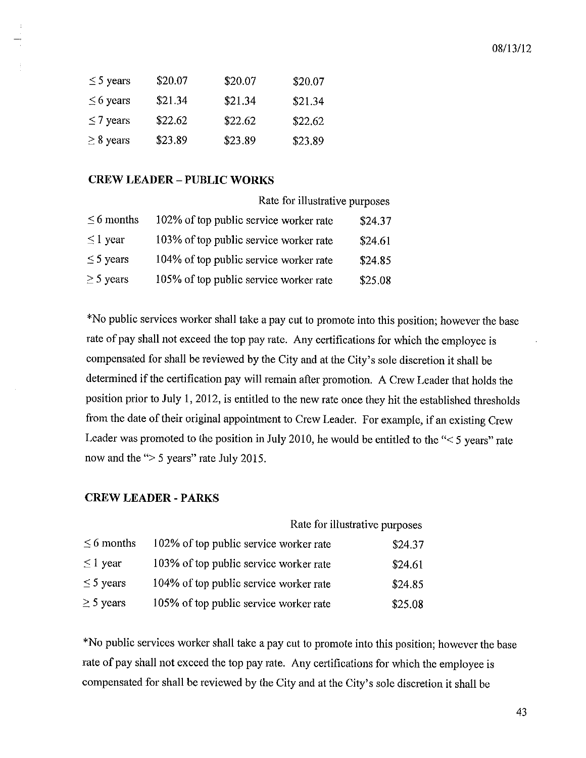| | | | |
|---|---|---|---|
| ≤ 5 years | $20.07 | $20.07 | $20.07 |
| ≤ 6 years | $21.34 | $21.34 | $21.34 |
| ≤ 7 years | $22.62 | $22.62 | $22.62 |
| ≥ 8 years | $23.89 | $23.89 | $23.89 |

**CREW LEADER – PUBLIC WORKS**

| | | Rate for illustrative purposes |
|---|---|---|
| ≤ 6 months | 102% of top public service worker rate | $24.37 |
| ≤ 1 year | 103% of top public service worker rate | $24.61 |
| ≤ 5 years | 104% of top public service worker rate | $24.85 |
| ≥ 5 years | 105% of top public service worker rate | $25.08 |

*No public services worker shall take a pay cut to promote into this position; however the base rate of pay shall not exceed the top pay rate. Any certifications for which the employee is compensated for shall be reviewed by the City and at the City's sole discretion it shall be determined if the certification pay will remain after promotion. A Crew Leader that holds the position prior to July 1, 2012, is entitled to the new rate once they hit the established thresholds from the date of their original appointment to Crew Leader. For example, if an existing Crew Leader was promoted to the position in July 2010, he would be entitled to the "< 5 years" rate now and the "> 5 years" rate July 2015.

**CREW LEADER - PARKS**

| | | Rate for illustrative purposes |
|---|---|---|
| ≤ 6 months | 102% of top public service worker rate | $24.37 |
| ≤ 1 year | 103% of top public service worker rate | $24.61 |
| ≤ 5 years | 104% of top public service worker rate | $24.85 |
| ≥ 5 years | 105% of top public service worker rate | $25.08 |

*No public services worker shall take a pay cut to promote into this position; however the base rate of pay shall not exceed the top pay rate. Any certifications for which the employee is compensated for shall be reviewed by the City and at the City's sole discretion it shall be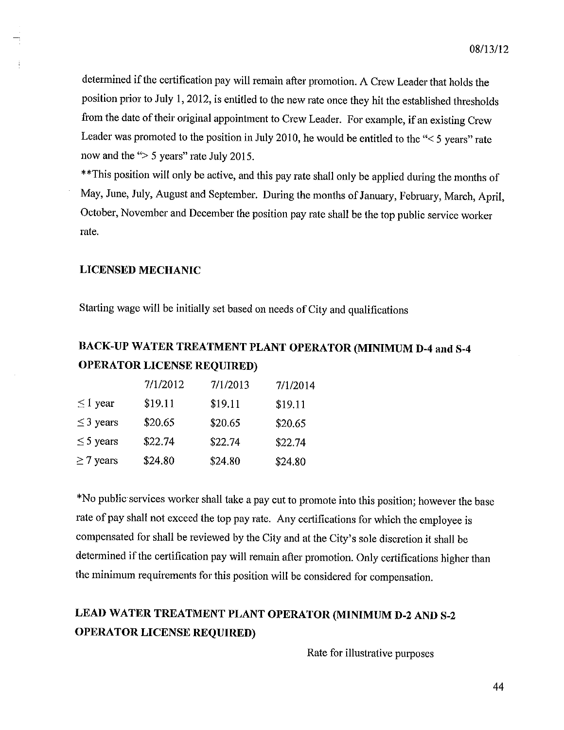determined if the certification pay will remain after promotion. A Crew Leader that holds the position prior to July 1, 2012, is entitled to the new rate once they hit the established thresholds from the date of their original appointment to Crew Leader. For example, if an existing Crew Leader was promoted to the position in July 2010, he would be entitled to the "< 5 years" rate now and the "> 5 years" rate July 2015.

**This position will only be active, and this pay rate shall only be applied during the months of May, June, July, August and September. During the months of January, February, March, April, October, November and December the position pay rate shall be the top public service worker rate.

**LICENSED MECHANIC**

Starting wage will be initially set based on needs of City and qualifications

## BACK-UP WATER TREATMENT PLANT OPERATOR (MINIMUM D-4 and S-4 OPERATOR LICENSE REQUIRED)

| | 7/1/2012 | 7/1/2013 | 7/1/2014 |
|---|---|---|---|
| ≤ 1 year | $19.11 | $19.11 | $19.11 |
| ≤ 3 years | $20.65 | $20.65 | $20.65 |
| ≤ 5 years | $22.74 | $22.74 | $22.74 |
| ≥ 7 years | $24.80 | $24.80 | $24.80 |

*No public services worker shall take a pay cut to promote into this position; however the base rate of pay shall not exceed the top pay rate. Any certifications for which the employee is compensated for shall be reviewed by the City and at the City's sole discretion it shall be determined if the certification pay will remain after promotion. Only certifications higher than the minimum requirements for this position will be considered for compensation.

## LEAD WATER TREATMENT PLANT OPERATOR (MINIMUM D-2 AND S-2 OPERATOR LICENSE REQUIRED)

Rate for illustrative purposes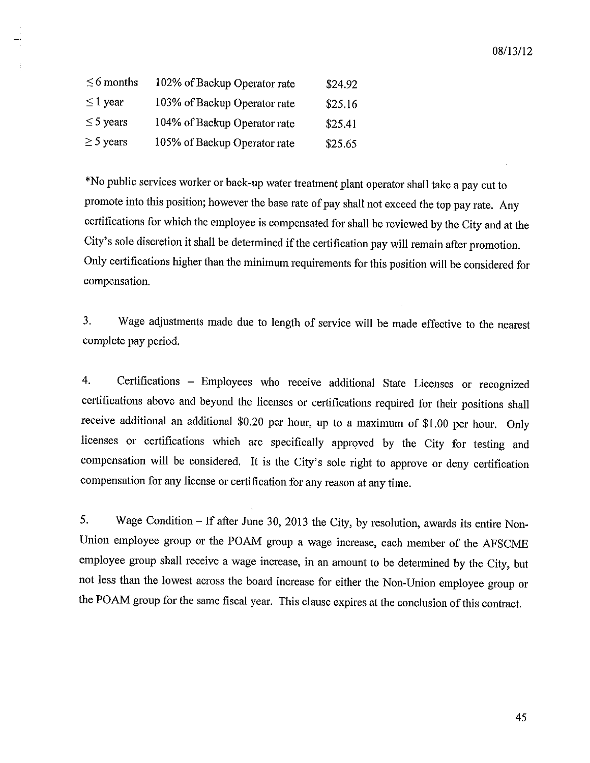| | | |
|---|---|---|
| ≤ 6 months | 102% of Backup Operator rate | $24.92 |
| ≤ 1 year | 103% of Backup Operator rate | $25.16 |
| ≤ 5 years | 104% of Backup Operator rate | $25.41 |
| ≥ 5 years | 105% of Backup Operator rate | $25.65 |

*No public services worker or back-up water treatment plant operator shall take a pay cut to promote into this position; however the base rate of pay shall not exceed the top pay rate. Any certifications for which the employee is compensated for shall be reviewed by the City and at the City's sole discretion it shall be determined if the certification pay will remain after promotion. Only certifications higher than the minimum requirements for this position will be considered for compensation.

3. Wage adjustments made due to length of service will be made effective to the nearest complete pay period.

4. Certifications – Employees who receive additional State Licenses or recognized certifications above and beyond the licenses or certifications required for their positions shall receive additional an additional $0.20 per hour, up to a maximum of $1.00 per hour. Only licenses or certifications which are specifically approved by the City for testing and compensation will be considered. It is the City's sole right to approve or deny certification compensation for any license or certification for any reason at any time.

5. Wage Condition – If after June 30, 2013 the City, by resolution, awards its entire Non-Union employee group or the POAM group a wage increase, each member of the AFSCME employee group shall receive a wage increase, in an amount to be determined by the City, but not less than the lowest across the board increase for either the Non-Union employee group or the POAM group for the same fiscal year. This clause expires at the conclusion of this contract.